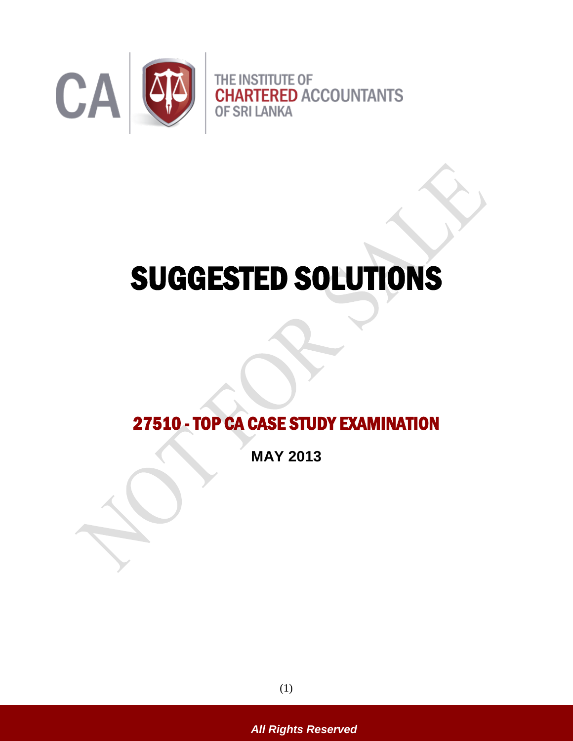THE INSTITUTE OF CHARTERED ACCOUNTANTS OF SRI LANKA

# SUGGESTED SOLUTIONS

## 27510 - TOP CA CASE STUDY EXAMINATION

**MAY 2013**

*All Rights Reserved*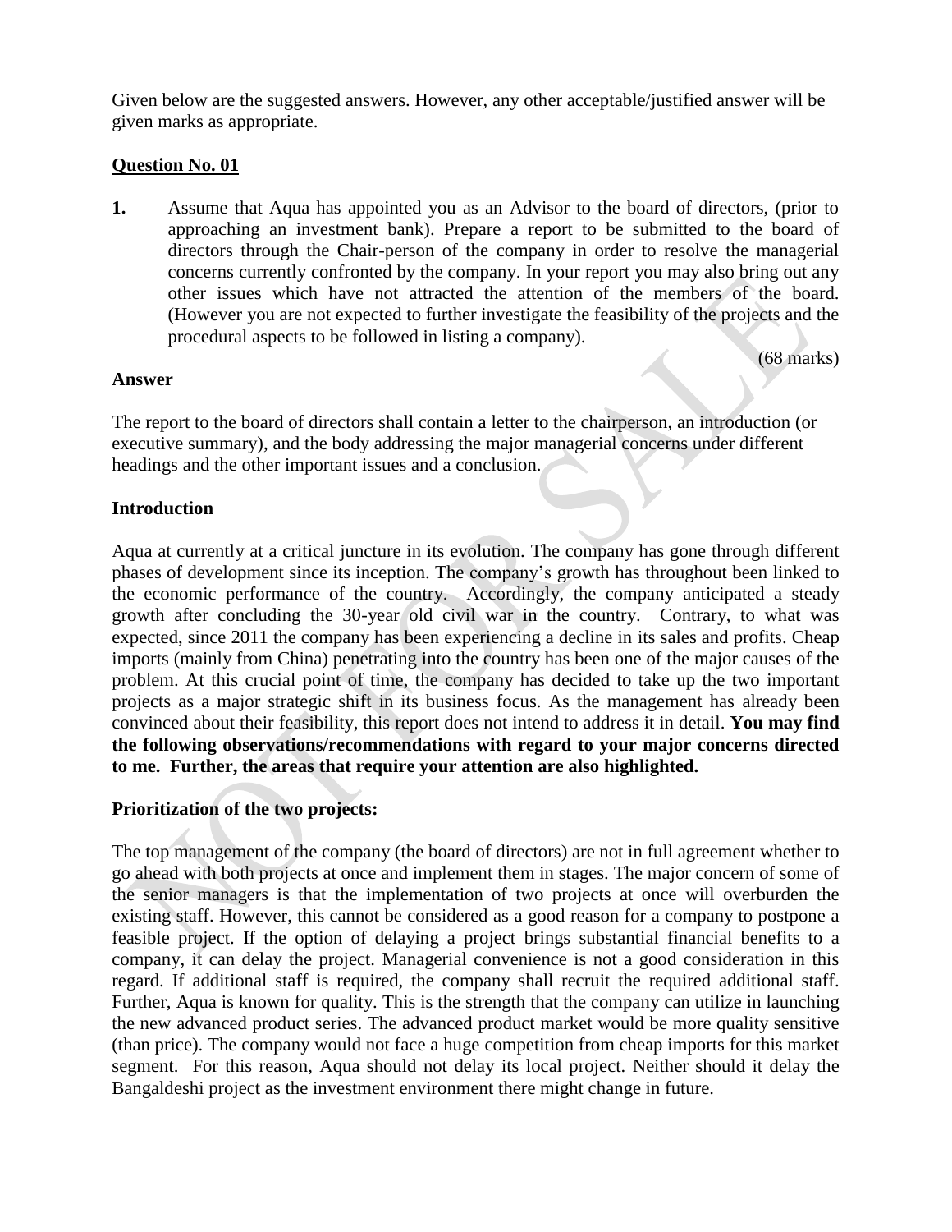Given below are the suggested answers. However, any other acceptable/justified answer will be given marks as appropriate.

**Question No. 01**

**1.** Assume that Aqua has appointed you as an Advisor to the board of directors, (prior to approaching an investment bank). Prepare a report to be submitted to the board of directors through the Chair-person of the company in order to resolve the managerial concerns currently confronted by the company. In your report you may also bring out any other issues which have not attracted the attention of the members of the board. (However you are not expected to further investigate the feasibility of the projects and the procedural aspects to be followed in listing a company).

(68 marks)

**Answer**

The report to the board of directors shall contain a letter to the chairperson, an introduction (or executive summary), and the body addressing the major managerial concerns under different headings and the other important issues and a conclusion.

**Introduction**

Aqua at currently at a critical juncture in its evolution. The company has gone through different phases of development since its inception. The company's growth has throughout been linked to the economic performance of the country. Accordingly, the company anticipated a steady growth after concluding the 30-year old civil war in the country. Contrary, to what was expected, since 2011 the company has been experiencing a decline in its sales and profits. Cheap imports (mainly from China) penetrating into the country has been one of the major causes of the problem. At this crucial point of time, the company has decided to take up the two important projects as a major strategic shift in its business focus. As the management has already been convinced about their feasibility, this report does not intend to address it in detail. **You may find the following observations/recommendations with regard to your major concerns directed to me. Further, the areas that require your attention are also highlighted.**

**Prioritization of the two projects:**

The top management of the company (the board of directors) are not in full agreement whether to go ahead with both projects at once and implement them in stages. The major concern of some of the senior managers is that the implementation of two projects at once will overburden the existing staff. However, this cannot be considered as a good reason for a company to postpone a feasible project. If the option of delaying a project brings substantial financial benefits to a company, it can delay the project. Managerial convenience is not a good consideration in this regard. If additional staff is required, the company shall recruit the required additional staff. Further, Aqua is known for quality. This is the strength that the company can utilize in launching the new advanced product series. The advanced product market would be more quality sensitive (than price). The company would not face a huge competition from cheap imports for this market segment. For this reason, Aqua should not delay its local project. Neither should it delay the Bangaldeshi project as the investment environment there might change in future.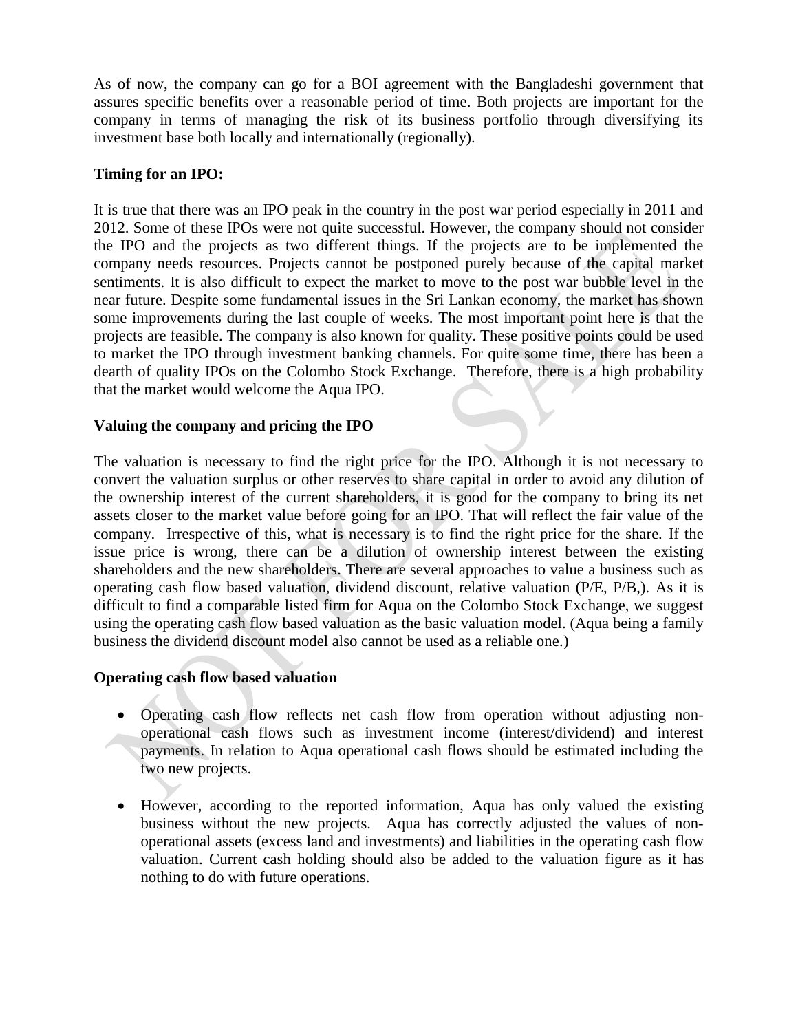As of now, the company can go for a BOI agreement with the Bangladeshi government that assures specific benefits over a reasonable period of time. Both projects are important for the company in terms of managing the risk of its business portfolio through diversifying its investment base both locally and internationally (regionally).

**Timing for an IPO:**

It is true that there was an IPO peak in the country in the post war period especially in 2011 and 2012. Some of these IPOs were not quite successful. However, the company should not consider the IPO and the projects as two different things. If the projects are to be implemented the company needs resources. Projects cannot be postponed purely because of the capital market sentiments. It is also difficult to expect the market to move to the post war bubble level in the near future. Despite some fundamental issues in the Sri Lankan economy, the market has shown some improvements during the last couple of weeks. The most important point here is that the projects are feasible. The company is also known for quality. These positive points could be used to market the IPO through investment banking channels. For quite some time, there has been a dearth of quality IPOs on the Colombo Stock Exchange. Therefore, there is a high probability that the market would welcome the Aqua IPO.

**Valuing the company and pricing the IPO**

The valuation is necessary to find the right price for the IPO. Although it is not necessary to convert the valuation surplus or other reserves to share capital in order to avoid any dilution of the ownership interest of the current shareholders, it is good for the company to bring its net assets closer to the market value before going for an IPO. That will reflect the fair value of the company. Irrespective of this, what is necessary is to find the right price for the share. If the issue price is wrong, there can be a dilution of ownership interest between the existing shareholders and the new shareholders. There are several approaches to value a business such as operating cash flow based valuation, dividend discount, relative valuation (P/E, P/B,). As it is difficult to find a comparable listed firm for Aqua on the Colombo Stock Exchange, we suggest using the operating cash flow based valuation as the basic valuation model. (Aqua being a family business the dividend discount model also cannot be used as a reliable one.)

**Operating cash flow based valuation**

- Operating cash flow reflects net cash flow from operation without adjusting non-operational cash flows such as investment income (interest/dividend) and interest payments. In relation to Aqua operational cash flows should be estimated including the two new projects.

- However, according to the reported information, Aqua has only valued the existing business without the new projects. Aqua has correctly adjusted the values of non-operational assets (excess land and investments) and liabilities in the operating cash flow valuation. Current cash holding should also be added to the valuation figure as it has nothing to do with future operations.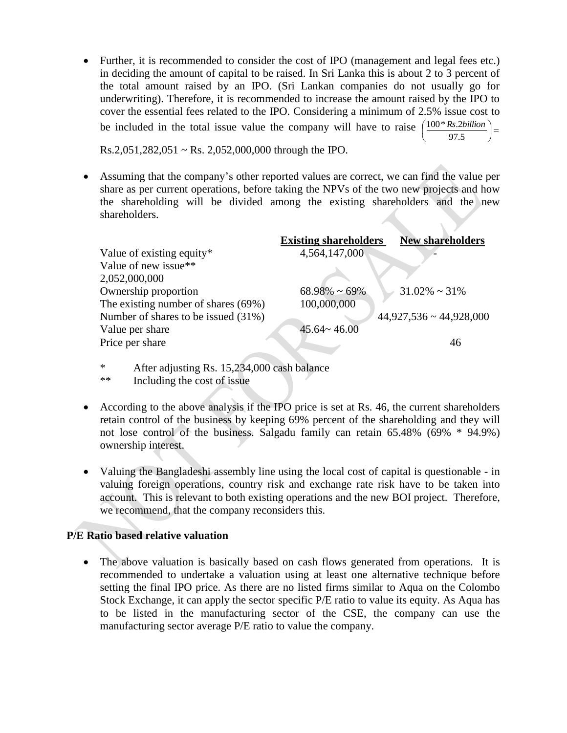- Further, it is recommended to consider the cost of IPO (management and legal fees etc.) in deciding the amount of capital to be raised. In Sri Lanka this is about 2 to 3 percent of the total amount raised by an IPO. (Sri Lankan companies do not usually go for underwriting). Therefore, it is recommended to increase the amount raised by the IPO to cover the essential fees related to the IPO. Considering a minimum of 2.5% issue cost to be included in the total issue value the company will have to raise $\left(\frac{100 * Rs.2billion}{97.5}\right) =$ Rs.2,051,282,051 ~ Rs. 2,052,000,000 through the IPO.

- Assuming that the company's other reported values are correct, we can find the value per share as per current operations, before taking the NPVs of the two new projects and how the shareholding will be divided among the existing shareholders and the new shareholders.

| | Existing shareholders | New shareholders |
|---|---|---|
| Value of existing equity* | 4,564,147,000 | - |
| Value of new issue** | | 2,052,000,000 |
| Ownership proportion | 68.98% ~ 69% | 31.02% ~ 31% |
| The existing number of shares (69%) | 100,000,000 | |
| Number of shares to be issued (31%) | | 44,927,536 ~ 44,928,000 |
| Value per share | 45.64~ 46.00 | |
| Price per share | | 46 |

\* After adjusting Rs. 15,234,000 cash balance
\*\* Including the cost of issue

- According to the above analysis if the IPO price is set at Rs. 46, the current shareholders retain control of the business by keeping 69% percent of the shareholding and they will not lose control of the business. Salgadu family can retain 65.48% (69% * 94.9%) ownership interest.

- Valuing the Bangladeshi assembly line using the local cost of capital is questionable - in valuing foreign operations, country risk and exchange rate risk have to be taken into account. This is relevant to both existing operations and the new BOI project. Therefore, we recommend, that the company reconsiders this.

### P/E Ratio based relative valuation

- The above valuation is basically based on cash flows generated from operations. It is recommended to undertake a valuation using at least one alternative technique before setting the final IPO price. As there are no listed firms similar to Aqua on the Colombo Stock Exchange, it can apply the sector specific P/E ratio to value its equity. As Aqua has to be listed in the manufacturing sector of the CSE, the company can use the manufacturing sector average P/E ratio to value the company.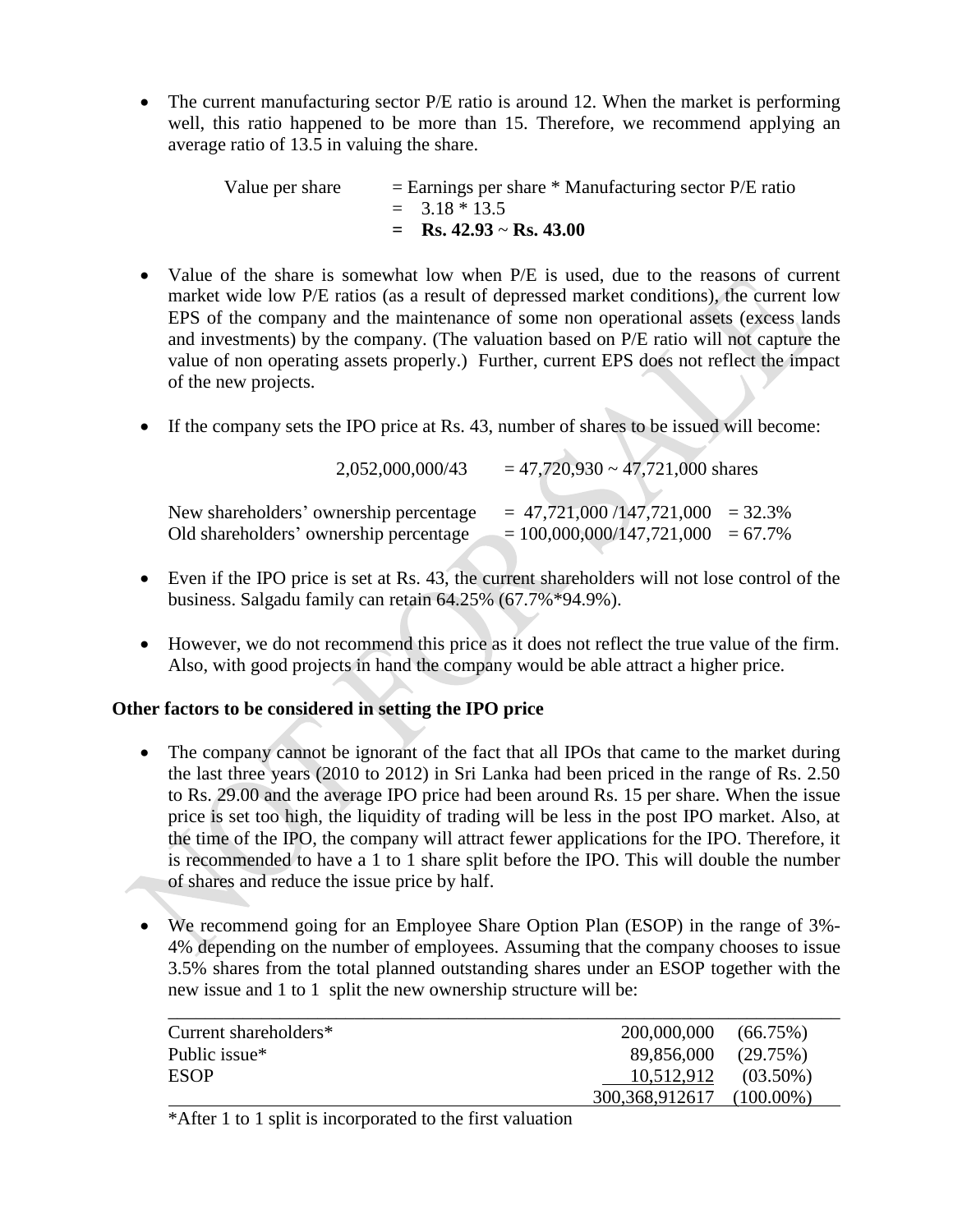- The current manufacturing sector P/E ratio is around 12. When the market is performing well, this ratio happened to be more than 15. Therefore, we recommend applying an average ratio of 13.5 in valuing the share.

| | |
|---|---|
| Value per share | = Earnings per share * Manufacturing sector P/E ratio |
| | = 3.18 * 13.5 |
| | **= Rs. 42.93 ~ Rs. 43.00** |

- Value of the share is somewhat low when P/E is used, due to the reasons of current market wide low P/E ratios (as a result of depressed market conditions), the current low EPS of the company and the maintenance of some non operational assets (excess lands and investments) by the company. (The valuation based on P/E ratio will not capture the value of non operating assets properly.) Further, current EPS does not reflect the impact of the new projects.

- If the company sets the IPO price at Rs. 43, number of shares to be issued will become:

  2,052,000,000/43 = 47,720,930 ~ 47,721,000 shares

| | | |
|---|---|---|
| New shareholders' ownership percentage | = 47,721,000 /147,721,000 | = 32.3% |
| Old shareholders' ownership percentage | = 100,000,000/147,721,000 | = 67.7% |

- Even if the IPO price is set at Rs. 43, the current shareholders will not lose control of the business. Salgadu family can retain 64.25% (67.7%*94.9%).

- However, we do not recommend this price as it does not reflect the true value of the firm. Also, with good projects in hand the company would be able attract a higher price.

**Other factors to be considered in setting the IPO price**

- The company cannot be ignorant of the fact that all IPOs that came to the market during the last three years (2010 to 2012) in Sri Lanka had been priced in the range of Rs. 2.50 to Rs. 29.00 and the average IPO price had been around Rs. 15 per share. When the issue price is set too high, the liquidity of trading will be less in the post IPO market. Also, at the time of the IPO, the company will attract fewer applications for the IPO. Therefore, it is recommended to have a 1 to 1 share split before the IPO. This will double the number of shares and reduce the issue price by half.

- We recommend going for an Employee Share Option Plan (ESOP) in the range of 3%-4% depending on the number of employees. Assuming that the company chooses to issue 3.5% shares from the total planned outstanding shares under an ESOP together with the new issue and 1 to 1 split the new ownership structure will be:

| | | |
|---|---|---|
| Current shareholders* | 200,000,000 | (66.75%) |
| Public issue* | 89,856,000 | (29.75%) |
| ESOP | 10,512,912 | (03.50%) |
| | 300,368,912617 | (100.00%) |

*After 1 to 1 split is incorporated to the first valuation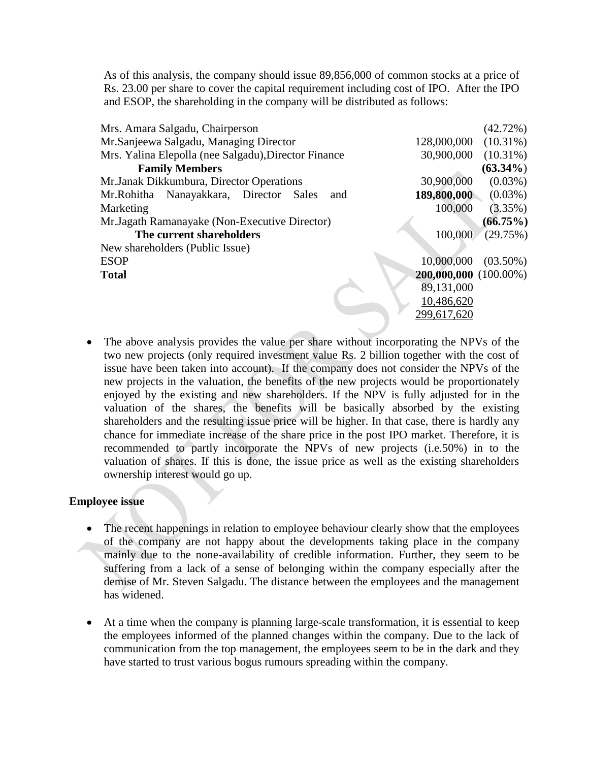As of this analysis, the company should issue 89,856,000 of common stocks at a price of Rs. 23.00 per share to cover the capital requirement including cost of IPO. After the IPO and ESOP, the shareholding in the company will be distributed as follows:

| | | |
|---|---|---|
| Mrs. Amara Salgadu, Chairperson | | (42.72%) |
| Mr.Sanjeewa Salgadu, Managing Director | 128,000,000 | (10.31%) |
| Mrs. Yalina Elepolla (nee Salgadu),Director Finance | 30,900,000 | (10.31%) |
| **Family Members** | | **(63.34%)** |
| Mr.Janak Dikkumbura, Director Operations | 30,900,000 | (0.03%) |
| Mr.Rohitha Nanayakkara, Director Sales and | **189,800,000** | (0.03%) |
| Marketing | 100,000 | (3.35%) |
| Mr.Jagath Ramanayake (Non-Executive Director) | | **(66.75%)** |
| **The current shareholders** | 100,000 | (29.75%) |
| New shareholders (Public Issue) | | |
| ESOP | 10,000,000 | (03.50%) |
| **Total** | **200,000,000** | (100.00%) |
| | 89,131,000 | |
| | 10,486,620 | |
| | 299,617,620 | |

- The above analysis provides the value per share without incorporating the NPVs of the two new projects (only required investment value Rs. 2 billion together with the cost of issue have been taken into account). If the company does not consider the NPVs of the new projects in the valuation, the benefits of the new projects would be proportionately enjoyed by the existing and new shareholders. If the NPV is fully adjusted for in the valuation of the shares, the benefits will be basically absorbed by the existing shareholders and the resulting issue price will be higher. In that case, there is hardly any chance for immediate increase of the share price in the post IPO market. Therefore, it is recommended to partly incorporate the NPVs of new projects (i.e.50%) in to the valuation of shares. If this is done, the issue price as well as the existing shareholders ownership interest would go up.

**Employee issue**

- The recent happenings in relation to employee behaviour clearly show that the employees of the company are not happy about the developments taking place in the company mainly due to the none-availability of credible information. Further, they seem to be suffering from a lack of a sense of belonging within the company especially after the demise of Mr. Steven Salgadu. The distance between the employees and the management has widened.

- At a time when the company is planning large-scale transformation, it is essential to keep the employees informed of the planned changes within the company. Due to the lack of communication from the top management, the employees seem to be in the dark and they have started to trust various bogus rumours spreading within the company.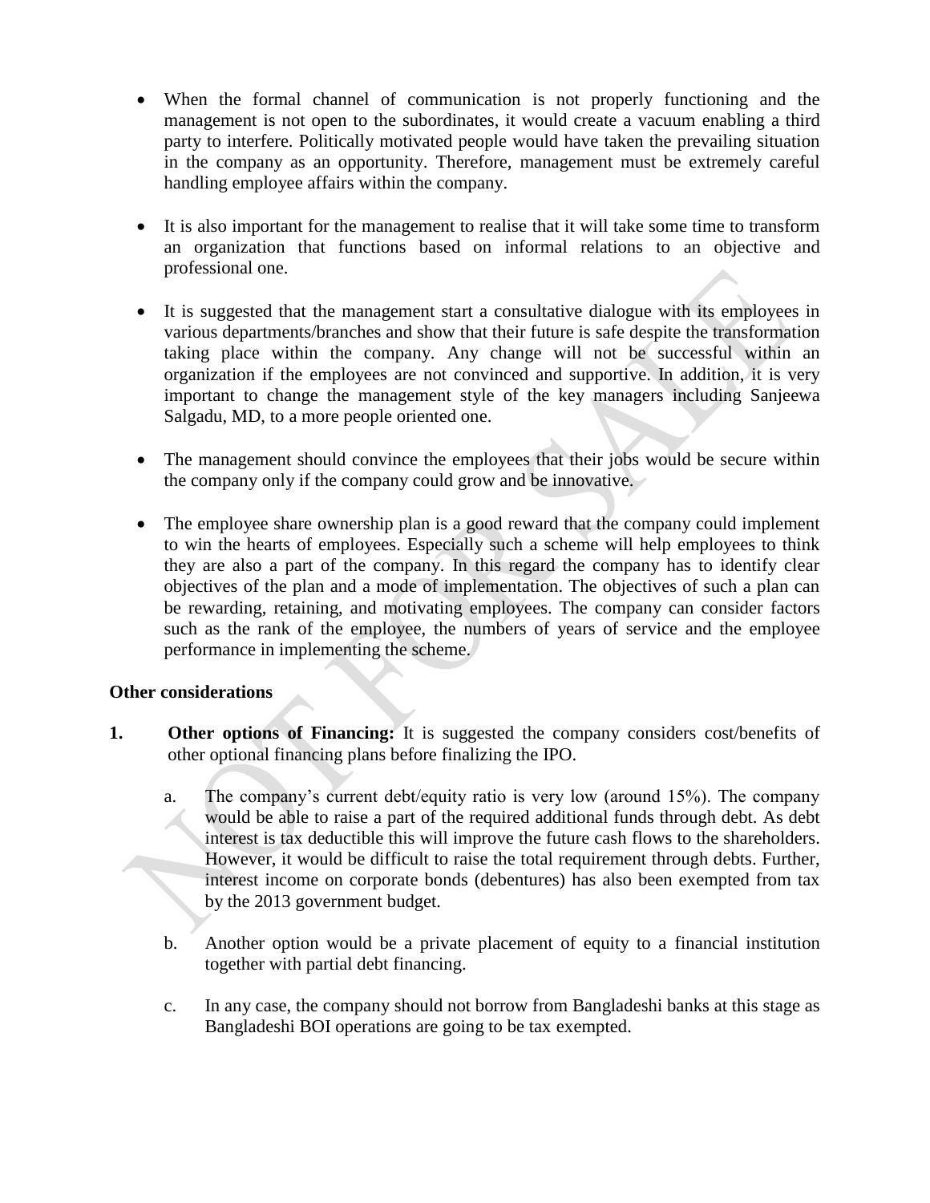- When the formal channel of communication is not properly functioning and the management is not open to the subordinates, it would create a vacuum enabling a third party to interfere. Politically motivated people would have taken the prevailing situation in the company as an opportunity. Therefore, management must be extremely careful handling employee affairs within the company.

- It is also important for the management to realise that it will take some time to transform an organization that functions based on informal relations to an objective and professional one.

- It is suggested that the management start a consultative dialogue with its employees in various departments/branches and show that their future is safe despite the transformation taking place within the company. Any change will not be successful within an organization if the employees are not convinced and supportive. In addition, it is very important to change the management style of the key managers including Sanjeewa Salgadu, MD, to a more people oriented one.

- The management should convince the employees that their jobs would be secure within the company only if the company could grow and be innovative.

- The employee share ownership plan is a good reward that the company could implement to win the hearts of employees. Especially such a scheme will help employees to think they are also a part of the company. In this regard the company has to identify clear objectives of the plan and a mode of implementation. The objectives of such a plan can be rewarding, retaining, and motivating employees. The company can consider factors such as the rank of the employee, the numbers of years of service and the employee performance in implementing the scheme.

**Other considerations**

1. **Other options of Financing:** It is suggested the company considers cost/benefits of other optional financing plans before finalizing the IPO.

   a. The company's current debt/equity ratio is very low (around 15%). The company would be able to raise a part of the required additional funds through debt. As debt interest is tax deductible this will improve the future cash flows to the shareholders. However, it would be difficult to raise the total requirement through debts. Further, interest income on corporate bonds (debentures) has also been exempted from tax by the 2013 government budget.

   b. Another option would be a private placement of equity to a financial institution together with partial debt financing.

   c. In any case, the company should not borrow from Bangladeshi banks at this stage as Bangladeshi BOI operations are going to be tax exempted.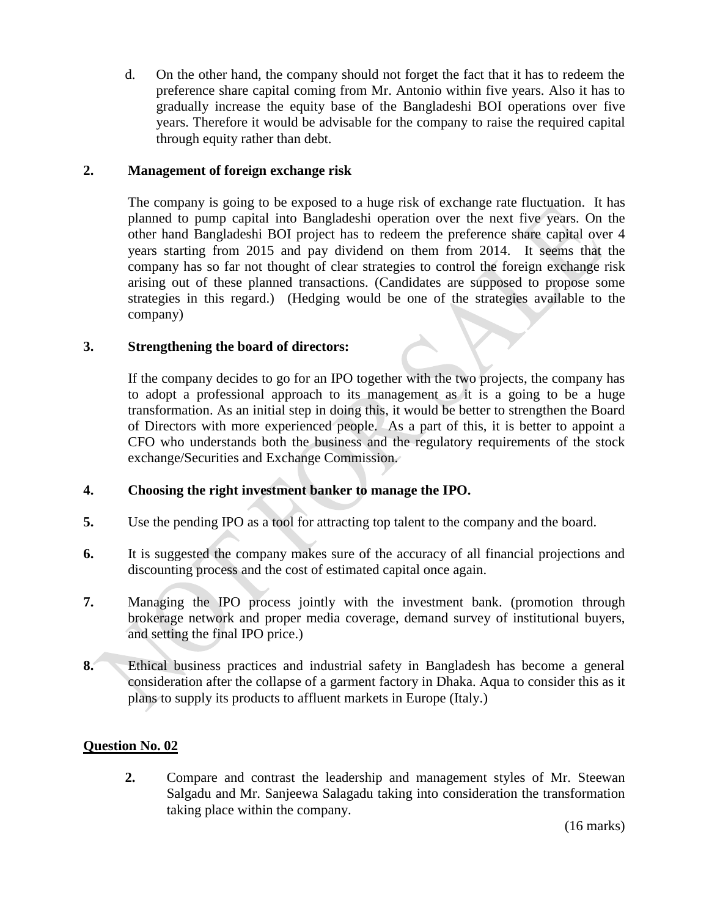d. On the other hand, the company should not forget the fact that it has to redeem the preference share capital coming from Mr. Antonio within five years. Also it has to gradually increase the equity base of the Bangladeshi BOI operations over five years. Therefore it would be advisable for the company to raise the required capital through equity rather than debt.

**2. Management of foreign exchange risk**

The company is going to be exposed to a huge risk of exchange rate fluctuation. It has planned to pump capital into Bangladeshi operation over the next five years. On the other hand Bangladeshi BOI project has to redeem the preference share capital over 4 years starting from 2015 and pay dividend on them from 2014. It seems that the company has so far not thought of clear strategies to control the foreign exchange risk arising out of these planned transactions. (Candidates are supposed to propose some strategies in this regard.) (Hedging would be one of the strategies available to the company)

**3. Strengthening the board of directors:**

If the company decides to go for an IPO together with the two projects, the company has to adopt a professional approach to its management as it is a going to be a huge transformation. As an initial step in doing this, it would be better to strengthen the Board of Directors with more experienced people. As a part of this, it is better to appoint a CFO who understands both the business and the regulatory requirements of the stock exchange/Securities and Exchange Commission.

**4. Choosing the right investment banker to manage the IPO.**

**5.** Use the pending IPO as a tool for attracting top talent to the company and the board.

**6.** It is suggested the company makes sure of the accuracy of all financial projections and discounting process and the cost of estimated capital once again.

**7.** Managing the IPO process jointly with the investment bank. (promotion through brokerage network and proper media coverage, demand survey of institutional buyers, and setting the final IPO price.)

**8.** Ethical business practices and industrial safety in Bangladesh has become a general consideration after the collapse of a garment factory in Dhaka. Aqua to consider this as it plans to supply its products to affluent markets in Europe (Italy.)

## <u>Question No. 02</u>

**2.** Compare and contrast the leadership and management styles of Mr. Steewan Salgadu and Mr. Sanjeewa Salagadu taking into consideration the transformation taking place within the company.

(16 marks)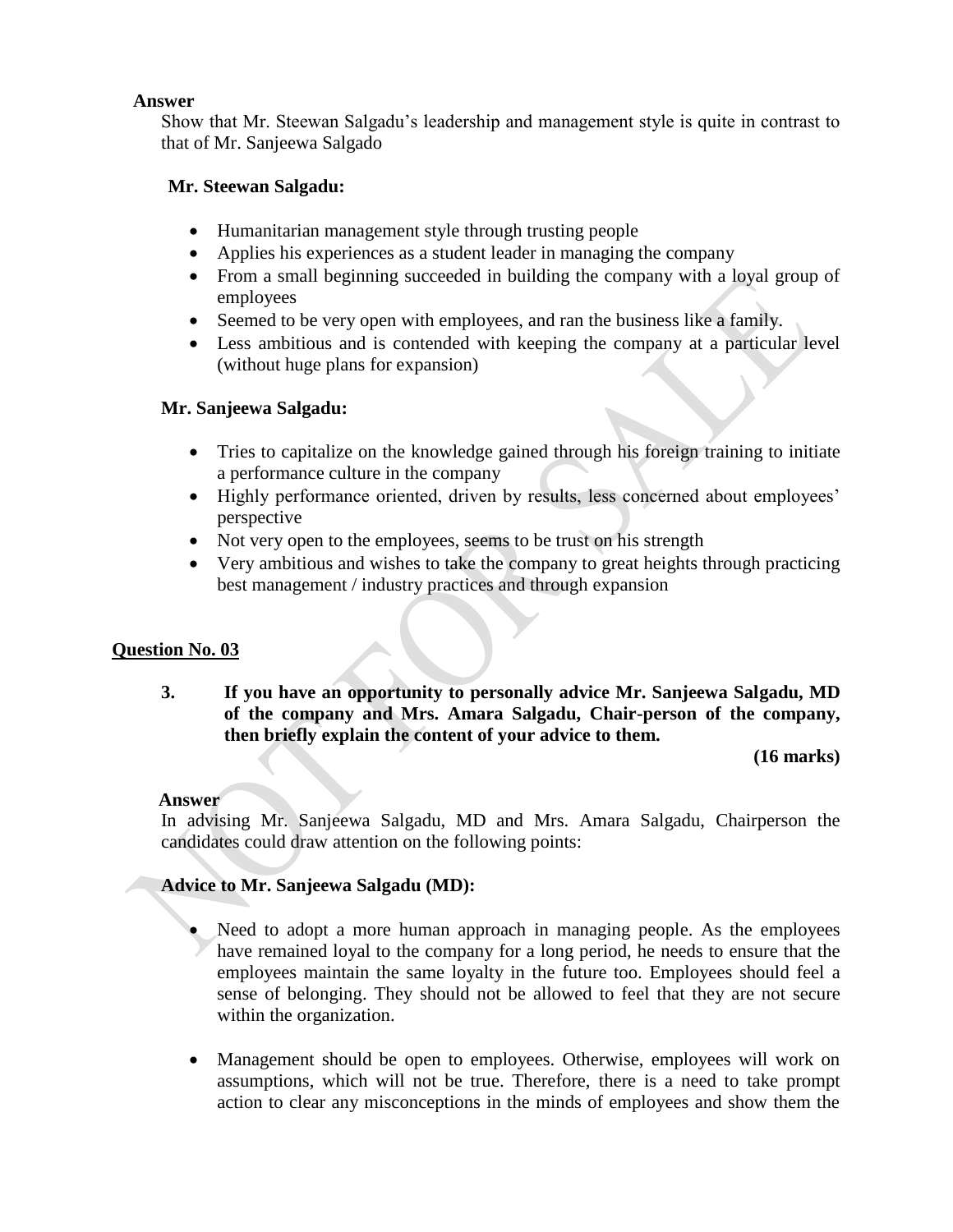**Answer**

Show that Mr. Steewan Salgadu's leadership and management style is quite in contrast to that of Mr. Sanjeewa Salgado

**Mr. Steewan Salgadu:**

- Humanitarian management style through trusting people
- Applies his experiences as a student leader in managing the company
- From a small beginning succeeded in building the company with a loyal group of employees
- Seemed to be very open with employees, and ran the business like a family.
- Less ambitious and is contended with keeping the company at a particular level (without huge plans for expansion)

**Mr. Sanjeewa Salgadu:**

- Tries to capitalize on the knowledge gained through his foreign training to initiate a performance culture in the company
- Highly performance oriented, driven by results, less concerned about employees' perspective
- Not very open to the employees, seems to be trust on his strength
- Very ambitious and wishes to take the company to great heights through practicing best management / industry practices and through expansion

## Question No. 03

**3. If you have an opportunity to personally advice Mr. Sanjeewa Salgadu, MD of the company and Mrs. Amara Salgadu, Chair-person of the company, then briefly explain the content of your advice to them.**

**(16 marks)**

**Answer**

In advising Mr. Sanjeewa Salgadu, MD and Mrs. Amara Salgadu, Chairperson the candidates could draw attention on the following points:

**Advice to Mr. Sanjeewa Salgadu (MD):**

- Need to adopt a more human approach in managing people. As the employees have remained loyal to the company for a long period, he needs to ensure that the employees maintain the same loyalty in the future too. Employees should feel a sense of belonging. They should not be allowed to feel that they are not secure within the organization.

- Management should be open to employees. Otherwise, employees will work on assumptions, which will not be true. Therefore, there is a need to take prompt action to clear any misconceptions in the minds of employees and show them the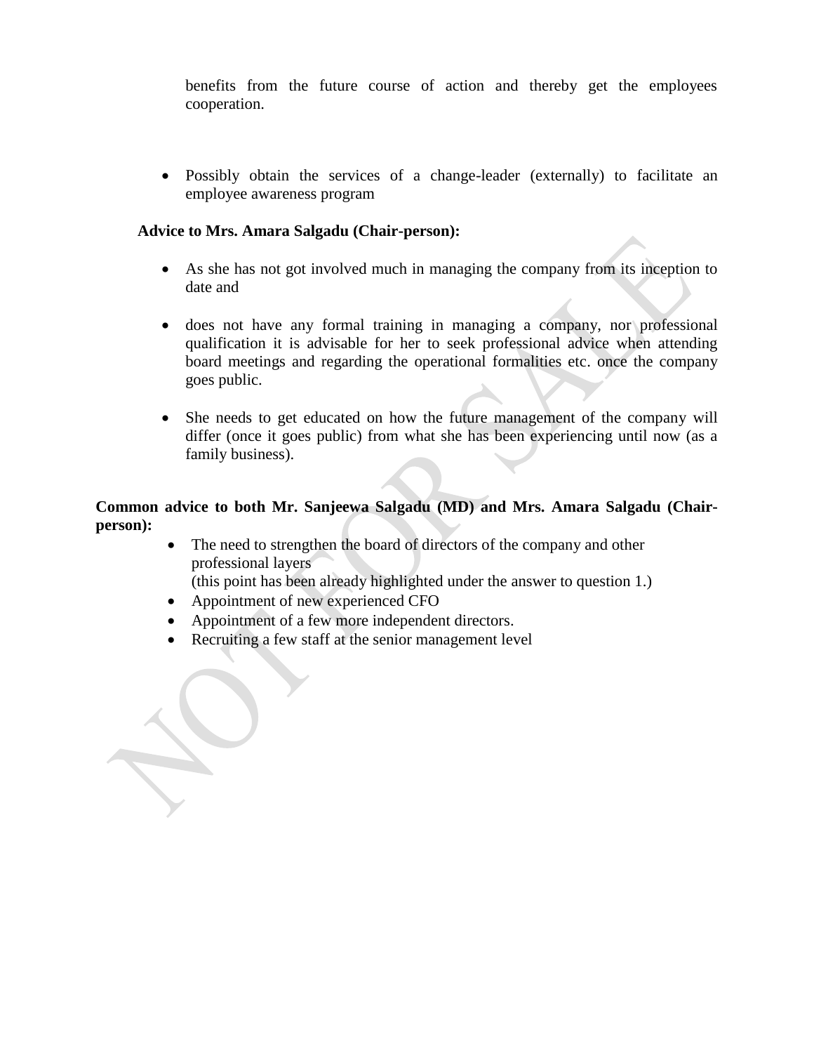benefits from the future course of action and thereby get the employees cooperation.

- Possibly obtain the services of a change-leader (externally) to facilitate an employee awareness program

**Advice to Mrs. Amara Salgadu (Chair-person):**

- As she has not got involved much in managing the company from its inception to date and

- does not have any formal training in managing a company, nor professional qualification it is advisable for her to seek professional advice when attending board meetings and regarding the operational formalities etc. once the company goes public.

- She needs to get educated on how the future management of the company will differ (once it goes public) from what she has been experiencing until now (as a family business).

**Common advice to both Mr. Sanjeewa Salgadu (MD) and Mrs. Amara Salgadu (Chair-person):**

- The need to strengthen the board of directors of the company and other professional layers
  (this point has been already highlighted under the answer to question 1.)
- Appointment of new experienced CFO
- Appointment of a few more independent directors.
- Recruiting a few staff at the senior management level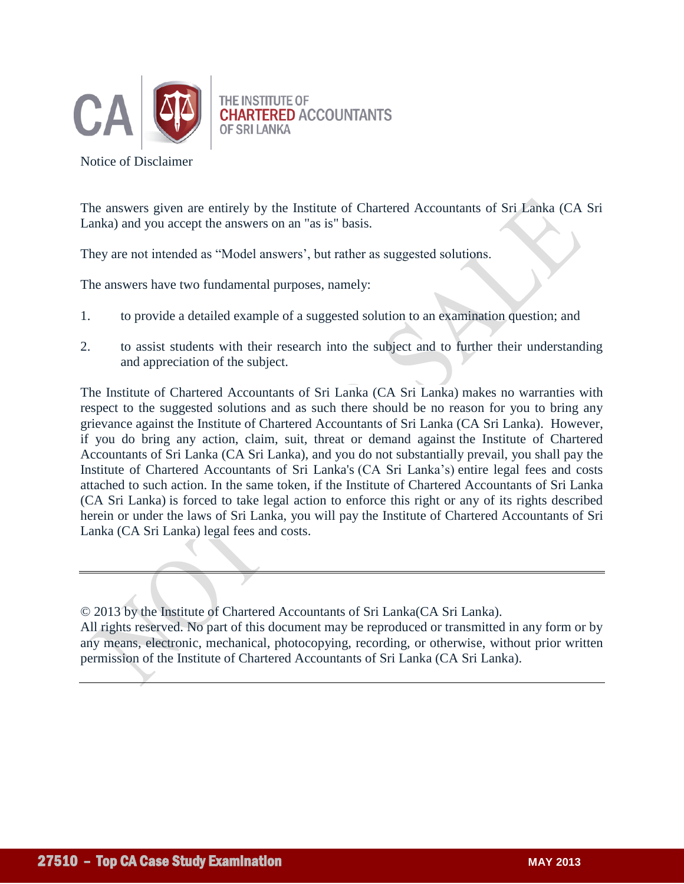THE INSTITUTE OF CHARTERED ACCOUNTANTS OF SRI LANKA

Notice of Disclaimer

The answers given are entirely by the Institute of Chartered Accountants of Sri Lanka (CA Sri Lanka) and you accept the answers on an "as is" basis.

They are not intended as "Model answers', but rather as suggested solutions.

The answers have two fundamental purposes, namely:

1. to provide a detailed example of a suggested solution to an examination question; and
2. to assist students with their research into the subject and to further their understanding and appreciation of the subject.

The Institute of Chartered Accountants of Sri Lanka (CA Sri Lanka) makes no warranties with respect to the suggested solutions and as such there should be no reason for you to bring any grievance against the Institute of Chartered Accountants of Sri Lanka (CA Sri Lanka). However, if you do bring any action, claim, suit, threat or demand against the Institute of Chartered Accountants of Sri Lanka (CA Sri Lanka), and you do not substantially prevail, you shall pay the Institute of Chartered Accountants of Sri Lanka's (CA Sri Lanka's) entire legal fees and costs attached to such action. In the same token, if the Institute of Chartered Accountants of Sri Lanka (CA Sri Lanka) is forced to take legal action to enforce this right or any of its rights described herein or under the laws of Sri Lanka, you will pay the Institute of Chartered Accountants of Sri Lanka (CA Sri Lanka) legal fees and costs.

---

© 2013 by the Institute of Chartered Accountants of Sri Lanka(CA Sri Lanka).
All rights reserved. No part of this document may be reproduced or transmitted in any form or by any means, electronic, mechanical, photocopying, recording, or otherwise, without prior written permission of the Institute of Chartered Accountants of Sri Lanka (CA Sri Lanka).

---